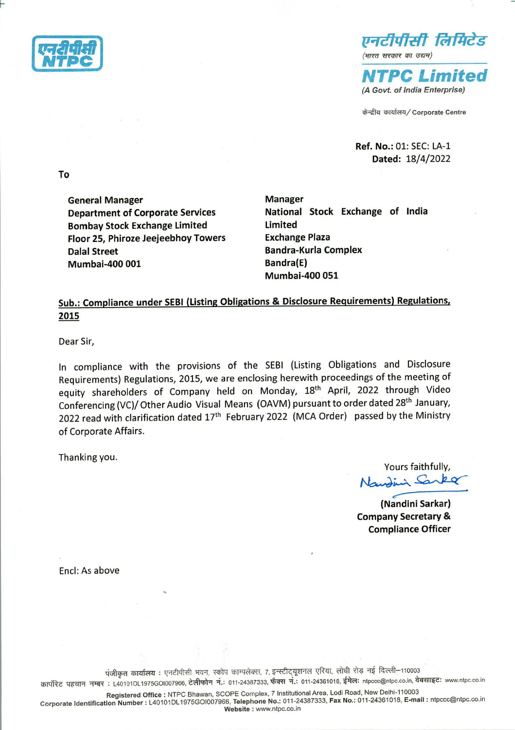एनटीपीसी लिमिटेड
(भारत सरकार का उद्यम)

**NTPC Limited**
*(A Govt. of India Enterprise)*

केन्द्रीय कार्यालय / Corporate Centre

**Ref. No.:** 01: SEC: LA-1
**Dated:** 18/4/2022

**To**

**General Manager**
**Department of Corporate Services**
**Bombay Stock Exchange Limited**
**Floor 25, Phiroze Jeejeebhoy Towers**
**Dalal Street**
**Mumbai-400 001**

**Manager**
**National Stock Exchange of India Limited**
**Exchange Plaza**
**Bandra-Kurla Complex**
**Bandra(E)**
**Mumbai-400 051**

**Sub.: Compliance under SEBI (Listing Obligations & Disclosure Requirements) Regulations, 2015**

Dear Sir,

In compliance with the provisions of the SEBI (Listing Obligations and Disclosure Requirements) Regulations, 2015, we are enclosing herewith proceedings of the meeting of equity shareholders of Company held on Monday, 18th April, 2022 through Video Conferencing (VC)/ Other Audio Visual Means (OAVM) pursuant to order dated 28th January, 2022 read with clarification dated 17th February 2022 (MCA Order) passed by the Ministry of Corporate Affairs.

Thanking you.

Yours faithfully,

Nandini Sarkar

**(Nandini Sarkar)**
**Company Secretary &**
**Compliance Officer**

Encl: As above

पंजीकृत कार्यालय : एनटीपीसी भवन, स्कोप काम्पलेक्स, 7, इन्स्टीट्यूशनल एरिया, लोधी रोड नई दिल्ली–110003
कार्पोरेट पहचान नम्बर : L40101DL1975GOI007966, टेलीफोन नं.: 011-24387333, फैक्स नं.: 011-24361018, ईमेल: ntpccc@ntpc.co.in, वेबसाइट: www.ntpc.co.in

**Registered Office :** NTPC Bhawan, SCOPE Complex, 7 Institutional Area, Lodi Road, New Delhi-110003
**Corporate Identification Number :** L40101DL1975GOI007966, **Telephone No.:** 011-24387333, **Fax No.:** 011-24361018, **E-mail :** ntpccc@ntpc.co.in
**Website :** www.ntpc.co.in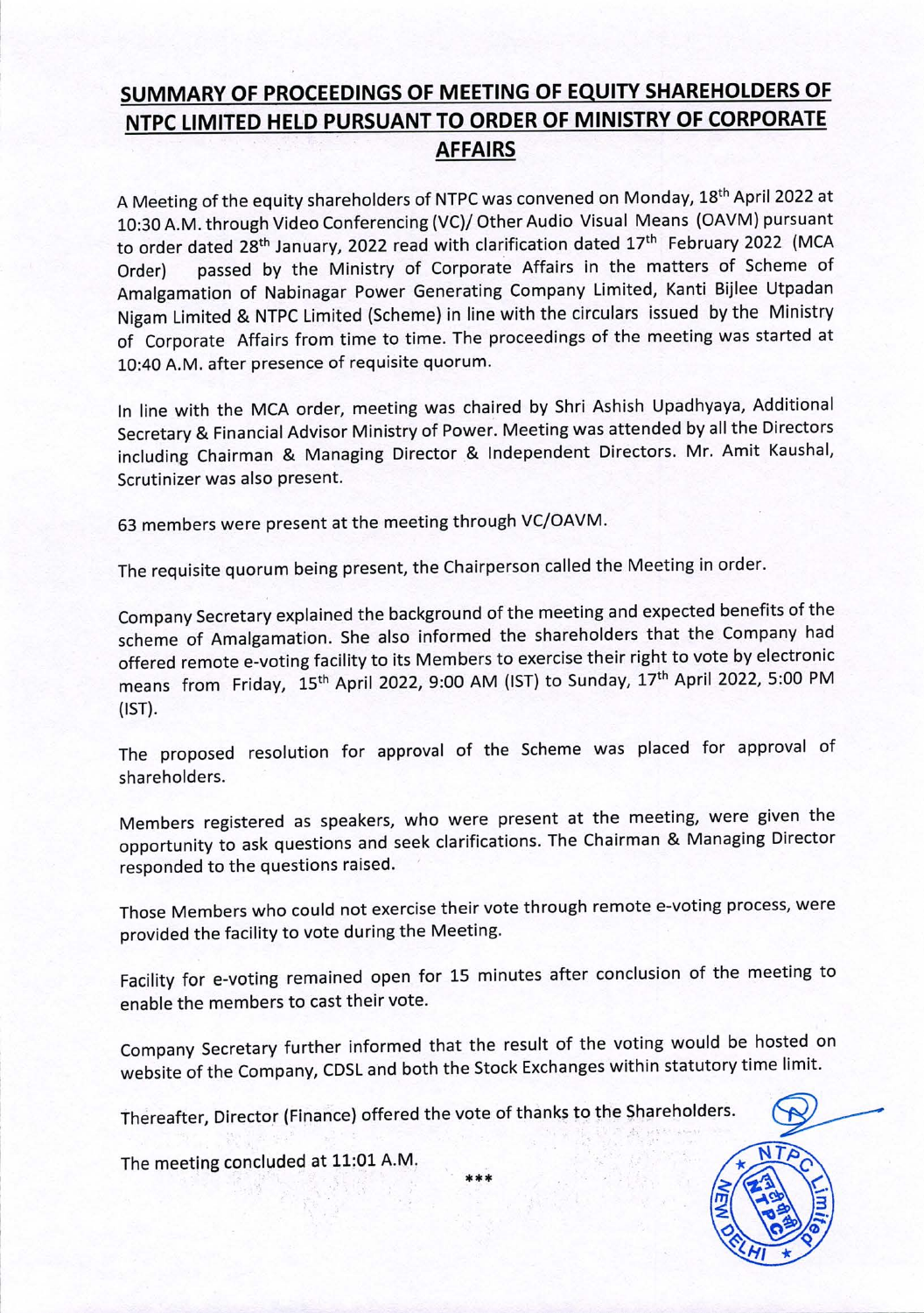# SUMMARY OF PROCEEDINGS OF MEETING OF EQUITY SHAREHOLDERS OF NTPC LIMITED HELD PURSUANT TO ORDER OF MINISTRY OF CORPORATE AFFAIRS

A Meeting of the equity shareholders of NTPC was convened on Monday, 18th April 2022 at 10:30 A.M. through Video Conferencing (VC)/ Other Audio Visual Means (OAVM) pursuant to order dated 28th January, 2022 read with clarification dated 17th February 2022 (MCA Order) passed by the Ministry of Corporate Affairs in the matters of Scheme of Amalgamation of Nabinagar Power Generating Company Limited, Kanti Bijlee Utpadan Nigam Limited & NTPC Limited (Scheme) in line with the circulars issued by the Ministry of Corporate Affairs from time to time. The proceedings of the meeting was started at 10:40 A.M. after presence of requisite quorum.

In line with the MCA order, meeting was chaired by Shri Ashish Upadhyaya, Additional Secretary & Financial Advisor Ministry of Power. Meeting was attended by all the Directors including Chairman & Managing Director & Independent Directors. Mr. Amit Kaushal, Scrutinizer was also present.

63 members were present at the meeting through VC/OAVM.

The requisite quorum being present, the Chairperson called the Meeting in order.

Company Secretary explained the background of the meeting and expected benefits of the scheme of Amalgamation. She also informed the shareholders that the Company had offered remote e-voting facility to its Members to exercise their right to vote by electronic means from Friday, 15th April 2022, 9:00 AM (IST) to Sunday, 17th April 2022, 5:00 PM (IST).

The proposed resolution for approval of the Scheme was placed for approval of shareholders.

Members registered as speakers, who were present at the meeting, were given the opportunity to ask questions and seek clarifications. The Chairman & Managing Director responded to the questions raised.

Those Members who could not exercise their vote through remote e-voting process, were provided the facility to vote during the Meeting.

Facility for e-voting remained open for 15 minutes after conclusion of the meeting to enable the members to cast their vote.

Company Secretary further informed that the result of the voting would be hosted on website of the Company, CDSL and both the Stock Exchanges within statutory time limit.

Thereafter, Director (Finance) offered the vote of thanks to the Shareholders.

The meeting concluded at 11:01 A.M.

***